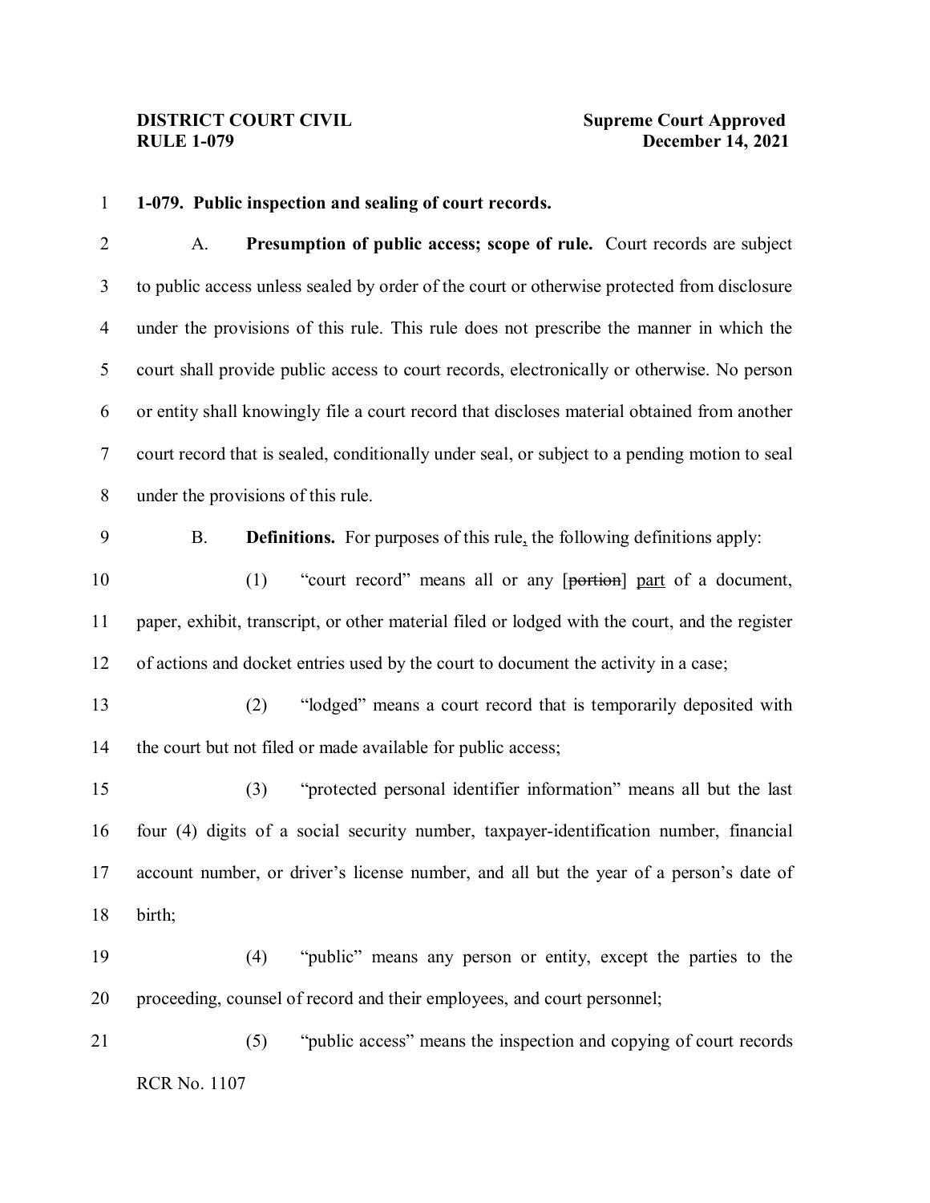**DISTRICT COURT CIVIL**
**RULE 1-079**

**Supreme Court Approved**
**December 14, 2021**

**1-079. Public inspection and sealing of court records.**

A. **Presumption of public access; scope of rule.** Court records are subject to public access unless sealed by order of the court or otherwise protected from disclosure under the provisions of this rule. This rule does not prescribe the manner in which the court shall provide public access to court records, electronically or otherwise. No person or entity shall knowingly file a court record that discloses material obtained from another court record that is sealed, conditionally under seal, or subject to a pending motion to seal under the provisions of this rule.

B. **Definitions.** For purposes of this rule, the following definitions apply:

(1) "court record" means all or any [~~portion~~] part of a document, paper, exhibit, transcript, or other material filed or lodged with the court, and the register of actions and docket entries used by the court to document the activity in a case;

(2) "lodged" means a court record that is temporarily deposited with the court but not filed or made available for public access;

(3) "protected personal identifier information" means all but the last four (4) digits of a social security number, taxpayer-identification number, financial account number, or driver's license number, and all but the year of a person's date of birth;

(4) "public" means any person or entity, except the parties to the proceeding, counsel of record and their employees, and court personnel;

(5) "public access" means the inspection and copying of court records

RCR No. 1107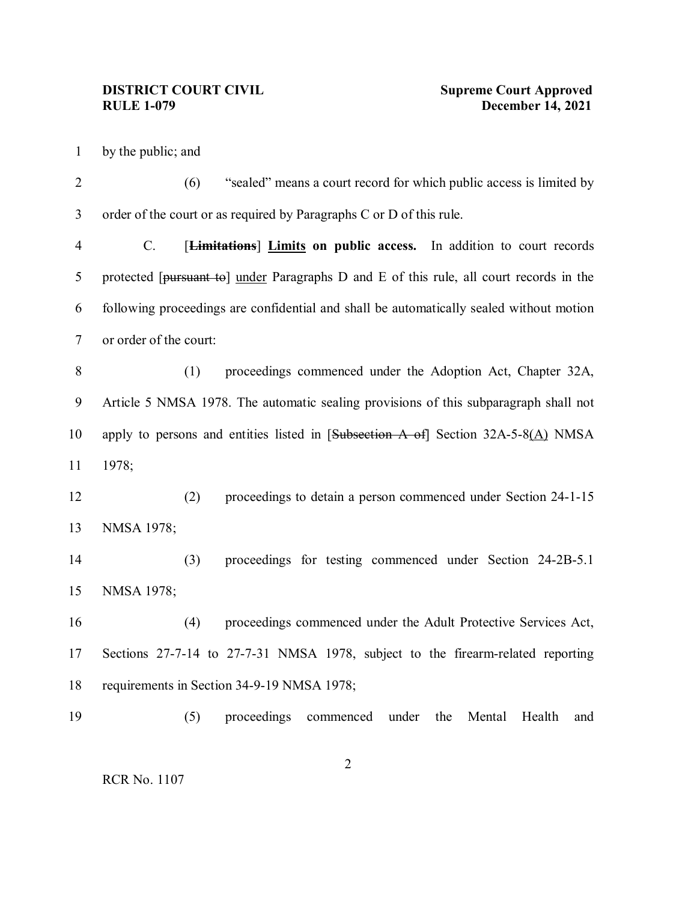by the public; and

(6) "sealed" means a court record for which public access is limited by order of the court or as required by Paragraphs C or D of this rule.

C. [~~**Limitations**~~] **<u>Limits</u> on public access.** In addition to court records protected [~~pursuant to~~] <u>under</u> Paragraphs D and E of this rule, all court records in the following proceedings are confidential and shall be automatically sealed without motion or order of the court:

(1) proceedings commenced under the Adoption Act, Chapter 32A, Article 5 NMSA 1978. The automatic sealing provisions of this subparagraph shall not apply to persons and entities listed in [~~Subsection A of~~] Section 32A-5-8<u>(A)</u> NMSA 1978;

(2) proceedings to detain a person commenced under Section 24-1-15 NMSA 1978;

(3) proceedings for testing commenced under Section 24-2B-5.1 NMSA 1978;

(4) proceedings commenced under the Adult Protective Services Act, Sections 27-7-14 to 27-7-31 NMSA 1978, subject to the firearm-related reporting requirements in Section 34-9-19 NMSA 1978;

(5) proceedings commenced under the Mental Health and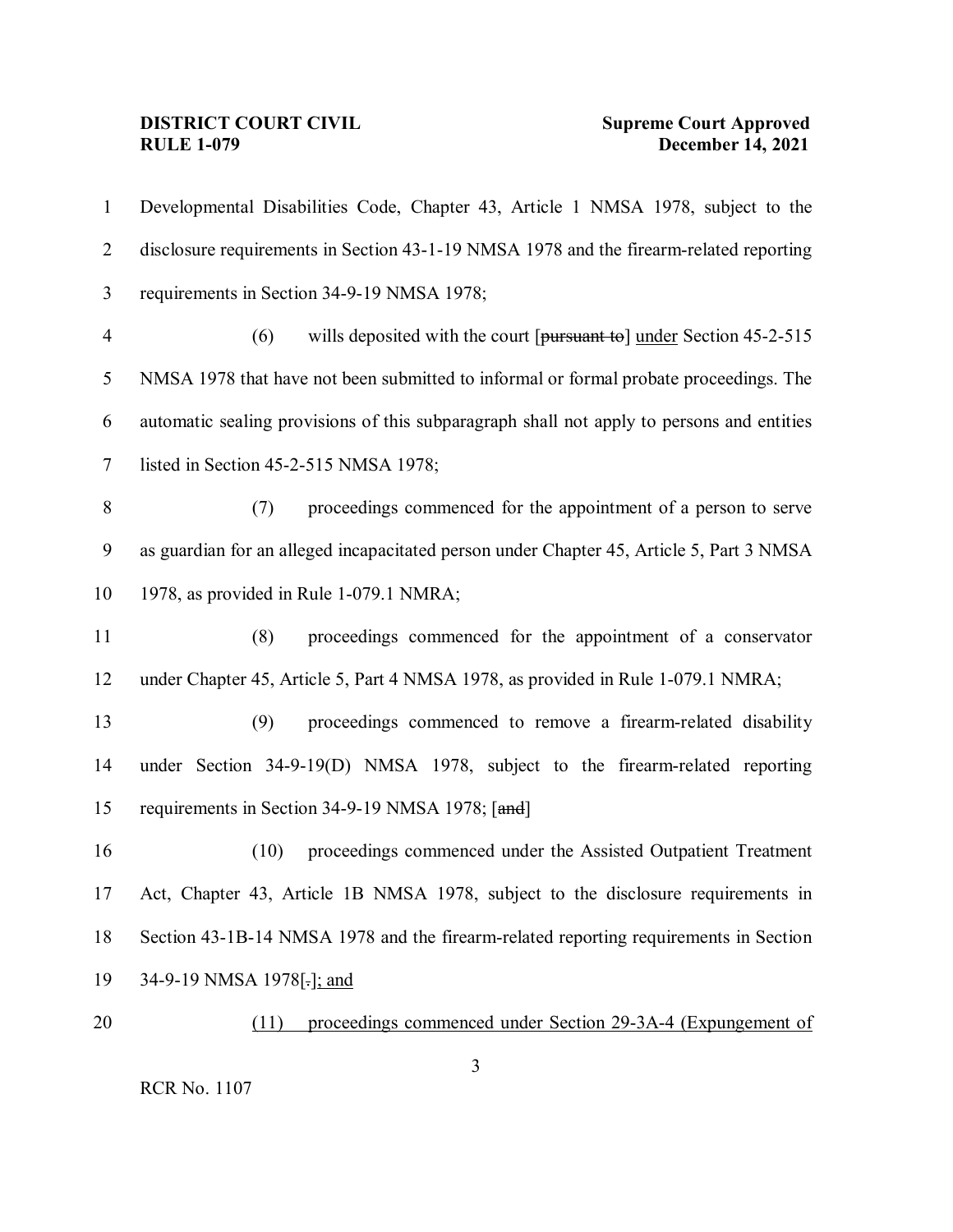Developmental Disabilities Code, Chapter 43, Article 1 NMSA 1978, subject to the disclosure requirements in Section 43-1-19 NMSA 1978 and the firearm-related reporting requirements in Section 34-9-19 NMSA 1978;

(6) wills deposited with the court [~~pursuant to~~] <u>under</u> Section 45-2-515 NMSA 1978 that have not been submitted to informal or formal probate proceedings. The automatic sealing provisions of this subparagraph shall not apply to persons and entities listed in Section 45-2-515 NMSA 1978;

(7) proceedings commenced for the appointment of a person to serve as guardian for an alleged incapacitated person under Chapter 45, Article 5, Part 3 NMSA 1978, as provided in Rule 1-079.1 NMRA;

(8) proceedings commenced for the appointment of a conservator under Chapter 45, Article 5, Part 4 NMSA 1978, as provided in Rule 1-079.1 NMRA;

(9) proceedings commenced to remove a firearm-related disability under Section 34-9-19(D) NMSA 1978, subject to the firearm-related reporting requirements in Section 34-9-19 NMSA 1978; [~~and~~]

(10) proceedings commenced under the Assisted Outpatient Treatment Act, Chapter 43, Article 1B NMSA 1978, subject to the disclosure requirements in Section 43-1B-14 NMSA 1978 and the firearm-related reporting requirements in Section 34-9-19 NMSA 1978[~~.~~]<u>; and</u>

<u>(11) proceedings commenced under Section 29-3A-4 (Expungement of</u>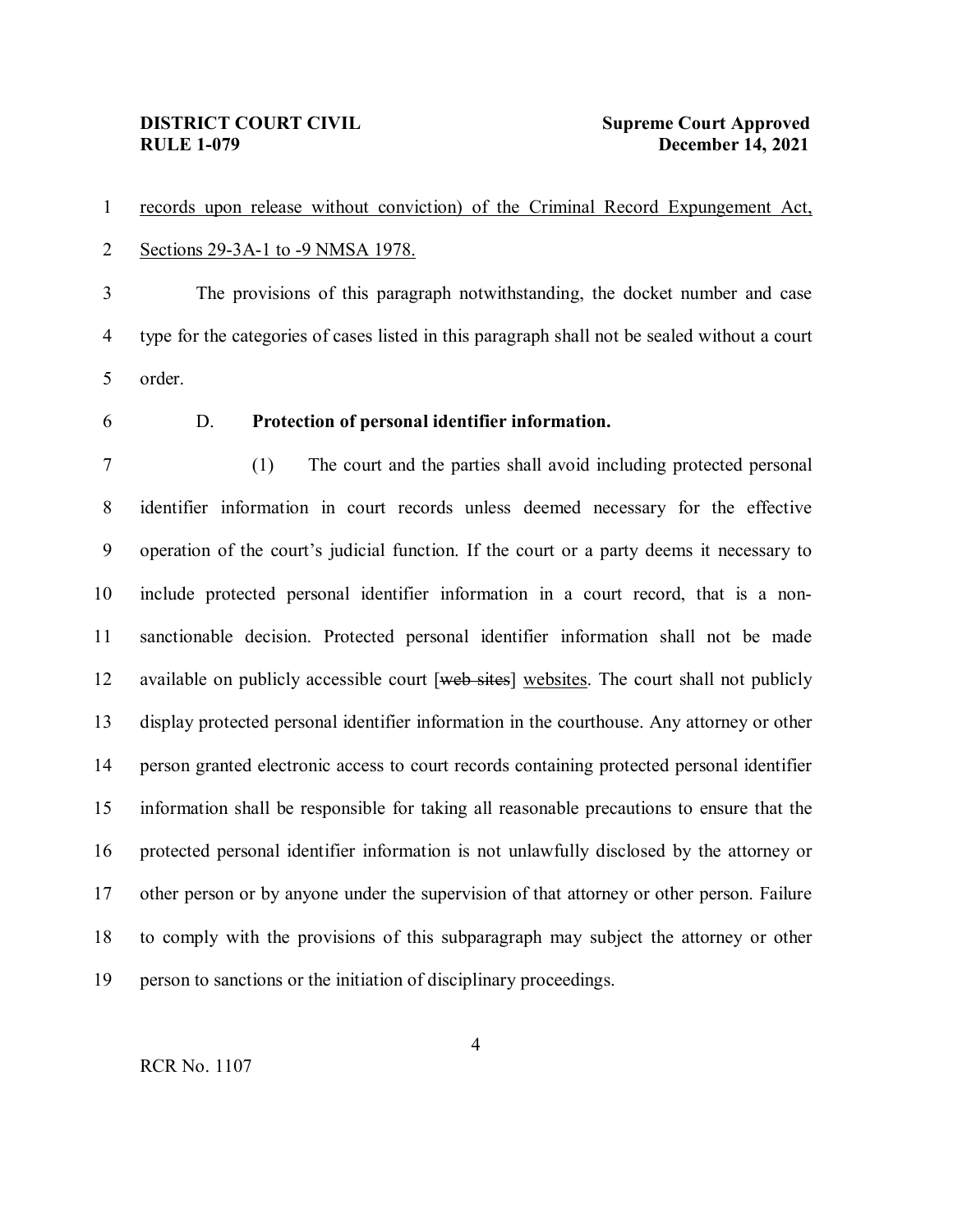<u>records upon release without conviction) of the Criminal Record Expungement Act, Sections 29-3A-1 to -9 NMSA 1978.</u>

The provisions of this paragraph notwithstanding, the docket number and case type for the categories of cases listed in this paragraph shall not be sealed without a court order.

D. **Protection of personal identifier information.**

(1) The court and the parties shall avoid including protected personal identifier information in court records unless deemed necessary for the effective operation of the court's judicial function. If the court or a party deems it necessary to include protected personal identifier information in a court record, that is a non-sanctionable decision. Protected personal identifier information shall not be made available on publicly accessible court [~~web sites~~] <u>websites</u>. The court shall not publicly display protected personal identifier information in the courthouse. Any attorney or other person granted electronic access to court records containing protected personal identifier information shall be responsible for taking all reasonable precautions to ensure that the protected personal identifier information is not unlawfully disclosed by the attorney or other person or by anyone under the supervision of that attorney or other person. Failure to comply with the provisions of this subparagraph may subject the attorney or other person to sanctions or the initiation of disciplinary proceedings.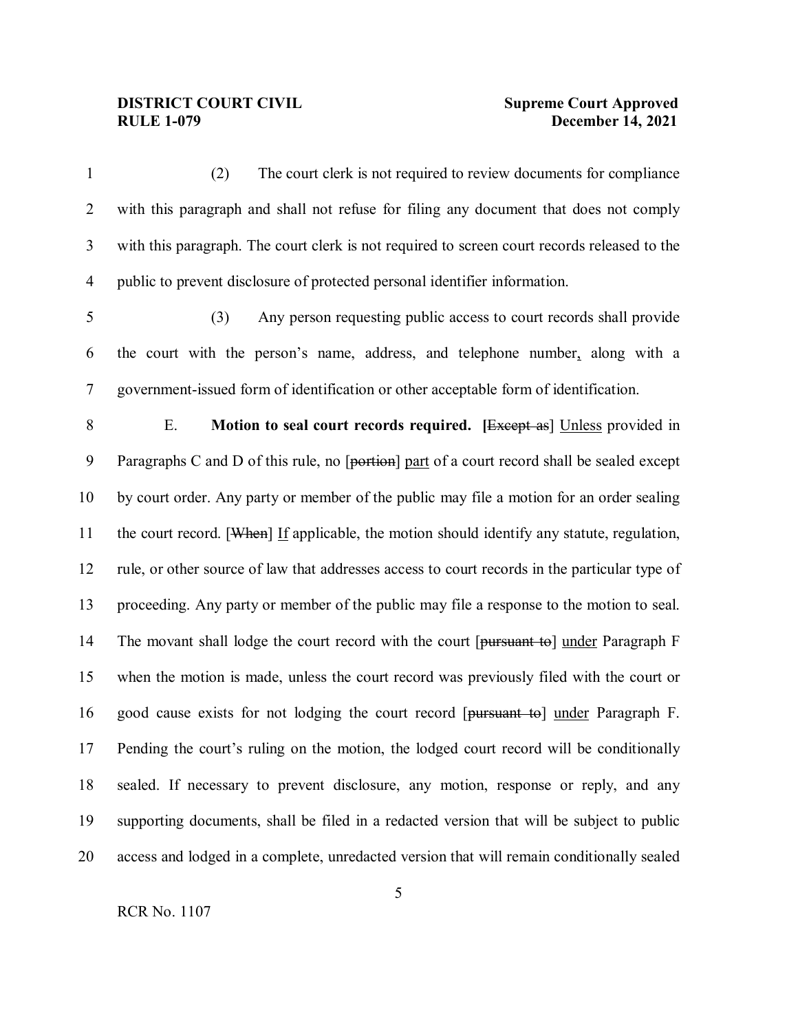(2) The court clerk is not required to review documents for compliance with this paragraph and shall not refuse for filing any document that does not comply with this paragraph. The court clerk is not required to screen court records released to the public to prevent disclosure of protected personal identifier information.

(3) Any person requesting public access to court records shall provide the court with the person's name, address, and telephone number, along with a government-issued form of identification or other acceptable form of identification.

E. **Motion to seal court records required.** [~~Except as~~] Unless provided in Paragraphs C and D of this rule, no [~~portion~~] part of a court record shall be sealed except by court order. Any party or member of the public may file a motion for an order sealing the court record. [~~When~~] If applicable, the motion should identify any statute, regulation, rule, or other source of law that addresses access to court records in the particular type of proceeding. Any party or member of the public may file a response to the motion to seal. The movant shall lodge the court record with the court [~~pursuant to~~] under Paragraph F when the motion is made, unless the court record was previously filed with the court or good cause exists for not lodging the court record [~~pursuant to~~] under Paragraph F. Pending the court's ruling on the motion, the lodged court record will be conditionally sealed. If necessary to prevent disclosure, any motion, response or reply, and any supporting documents, shall be filed in a redacted version that will be subject to public access and lodged in a complete, unredacted version that will remain conditionally sealed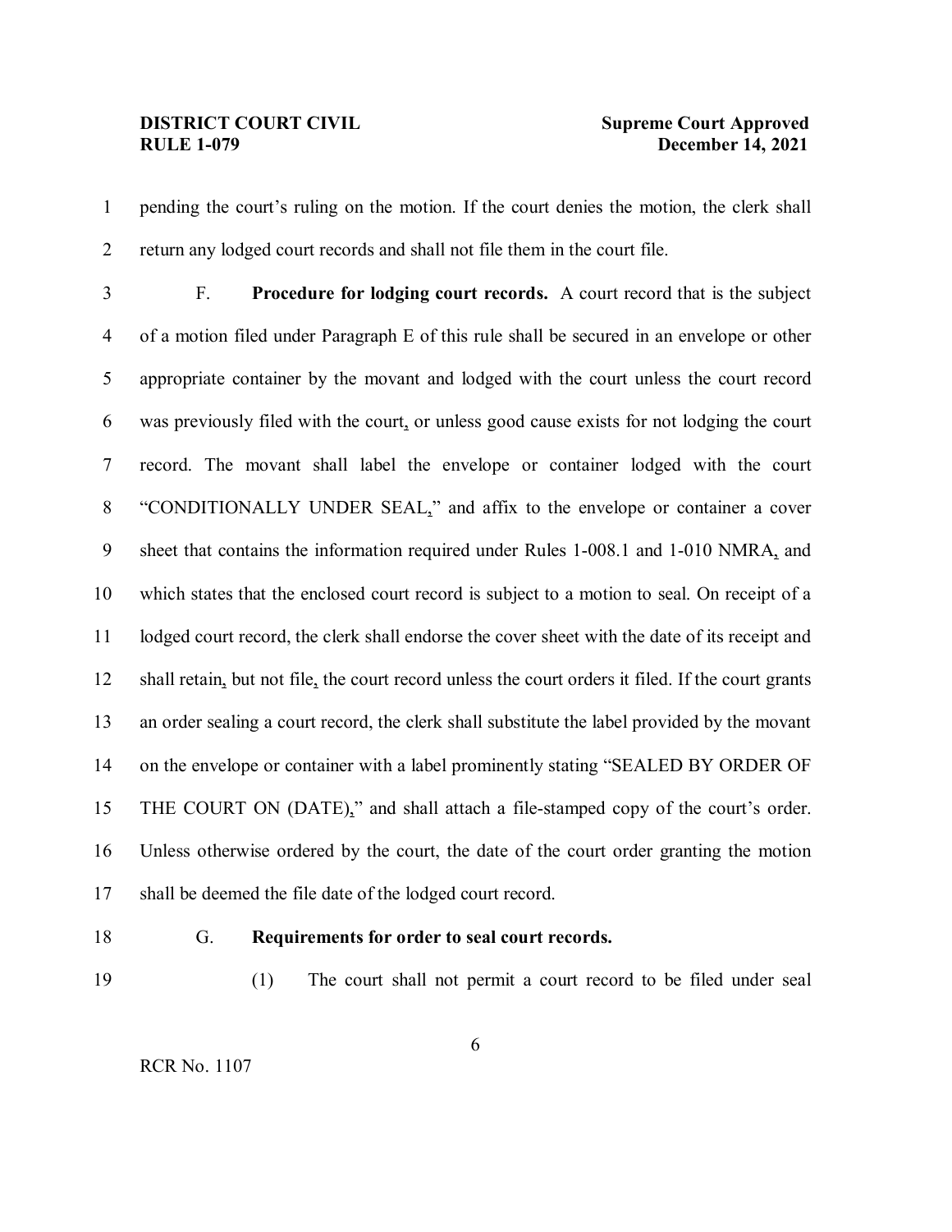pending the court's ruling on the motion. If the court denies the motion, the clerk shall return any lodged court records and shall not file them in the court file.

F. **Procedure for lodging court records.** A court record that is the subject of a motion filed under Paragraph E of this rule shall be secured in an envelope or other appropriate container by the movant and lodged with the court unless the court record was previously filed with the court, or unless good cause exists for not lodging the court record. The movant shall label the envelope or container lodged with the court "CONDITIONALLY UNDER SEAL," and affix to the envelope or container a cover sheet that contains the information required under Rules 1-008.1 and 1-010 NMRA, and which states that the enclosed court record is subject to a motion to seal. On receipt of a lodged court record, the clerk shall endorse the cover sheet with the date of its receipt and shall retain, but not file, the court record unless the court orders it filed. If the court grants an order sealing a court record, the clerk shall substitute the label provided by the movant on the envelope or container with a label prominently stating "SEALED BY ORDER OF THE COURT ON (DATE)," and shall attach a file-stamped copy of the court's order. Unless otherwise ordered by the court, the date of the court order granting the motion shall be deemed the file date of the lodged court record.

G. **Requirements for order to seal court records.**

(1) The court shall not permit a court record to be filed under seal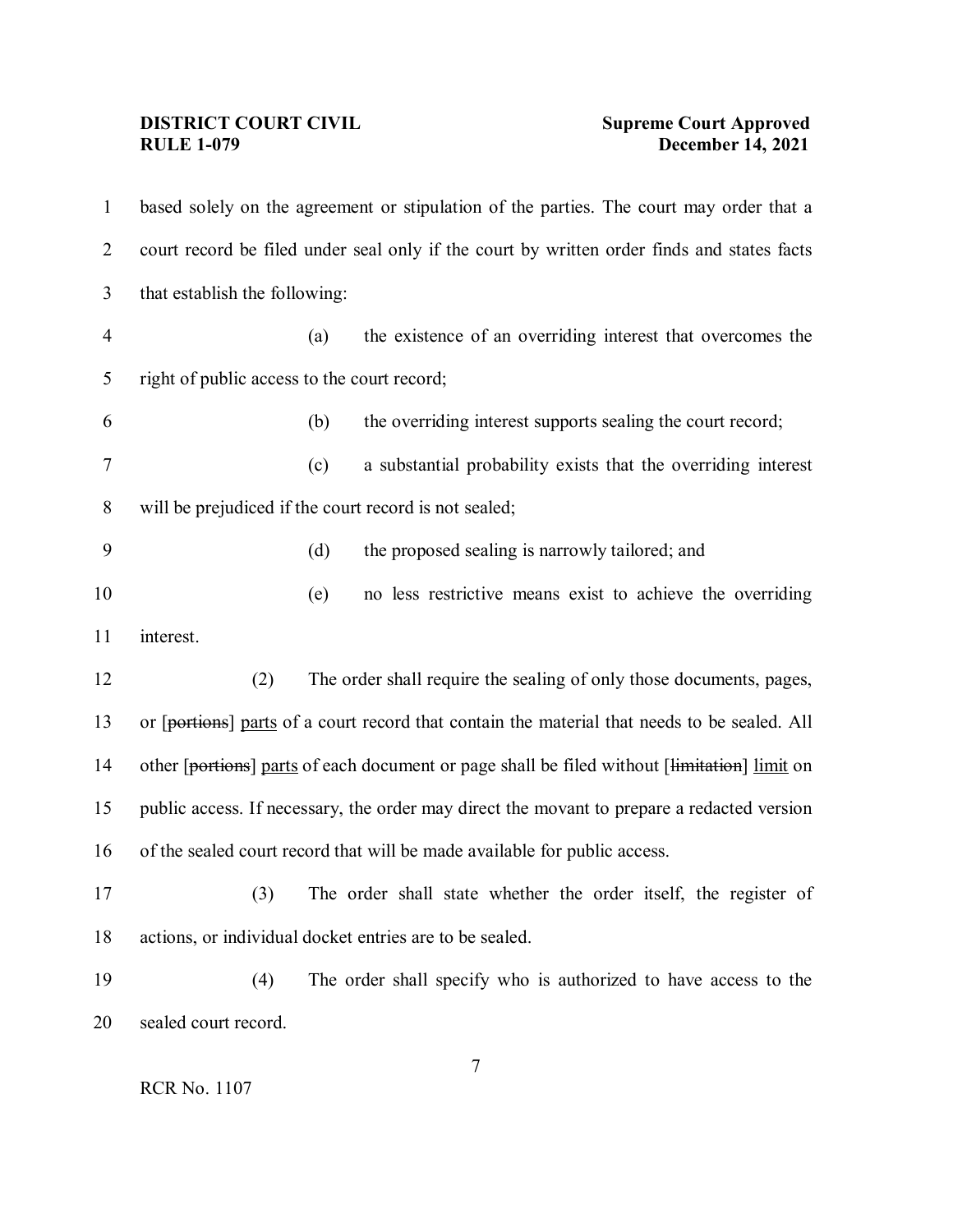based solely on the agreement or stipulation of the parties. The court may order that a court record be filed under seal only if the court by written order finds and states facts that establish the following:

(a) the existence of an overriding interest that overcomes the right of public access to the court record;

(b) the overriding interest supports sealing the court record;

(c) a substantial probability exists that the overriding interest will be prejudiced if the court record is not sealed;

(d) the proposed sealing is narrowly tailored; and

(e) no less restrictive means exist to achieve the overriding interest.

(2) The order shall require the sealing of only those documents, pages, or [~~portions~~] <u>parts</u> of a court record that contain the material that needs to be sealed. All other [~~portions~~] <u>parts</u> of each document or page shall be filed without [~~limitation~~] <u>limit</u> on public access. If necessary, the order may direct the movant to prepare a redacted version of the sealed court record that will be made available for public access.

(3) The order shall state whether the order itself, the register of actions, or individual docket entries are to be sealed.

(4) The order shall specify who is authorized to have access to the sealed court record.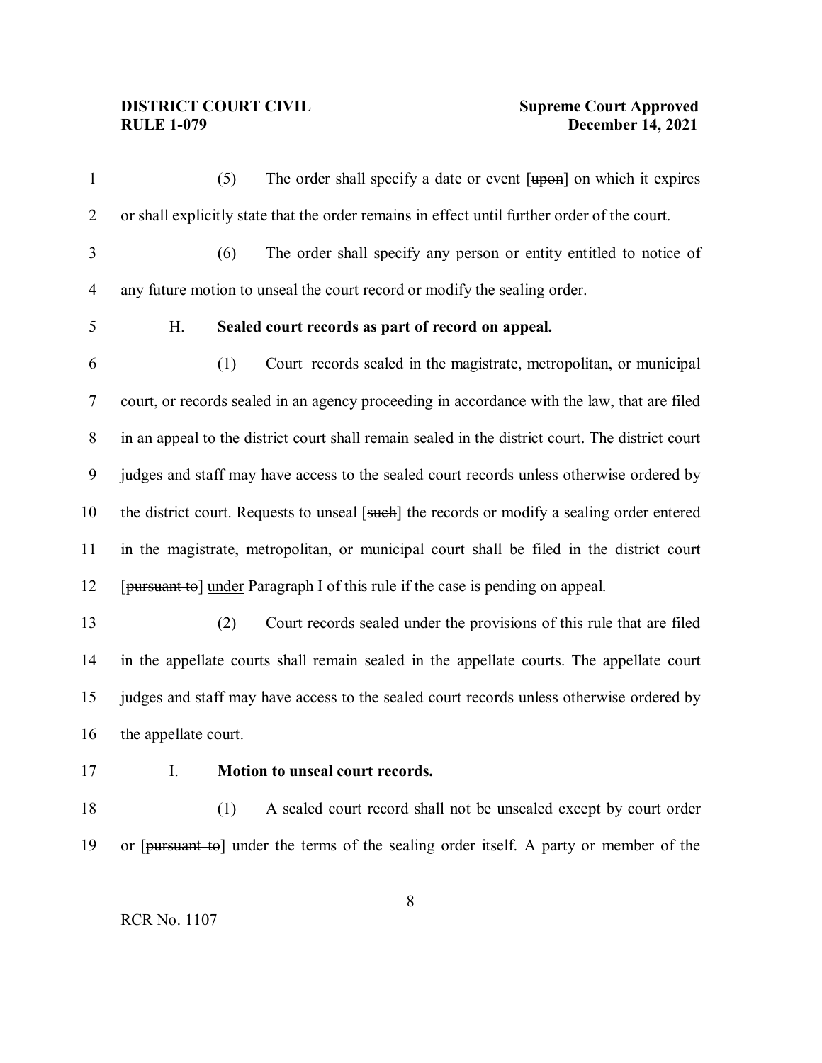(5) The order shall specify a date or event [~~upon~~] <u>on</u> which it expires or shall explicitly state that the order remains in effect until further order of the court.

(6) The order shall specify any person or entity entitled to notice of any future motion to unseal the court record or modify the sealing order.

H. **Sealed court records as part of record on appeal.**

(1) Court records sealed in the magistrate, metropolitan, or municipal court, or records sealed in an agency proceeding in accordance with the law, that are filed in an appeal to the district court shall remain sealed in the district court. The district court judges and staff may have access to the sealed court records unless otherwise ordered by the district court. Requests to unseal [~~such~~] <u>the</u> records or modify a sealing order entered in the magistrate, metropolitan, or municipal court shall be filed in the district court [~~pursuant to~~] <u>under</u> Paragraph I of this rule if the case is pending on appeal.

(2) Court records sealed under the provisions of this rule that are filed in the appellate courts shall remain sealed in the appellate courts. The appellate court judges and staff may have access to the sealed court records unless otherwise ordered by the appellate court.

I. **Motion to unseal court records.**

(1) A sealed court record shall not be unsealed except by court order or [~~pursuant to~~] <u>under</u> the terms of the sealing order itself. A party or member of the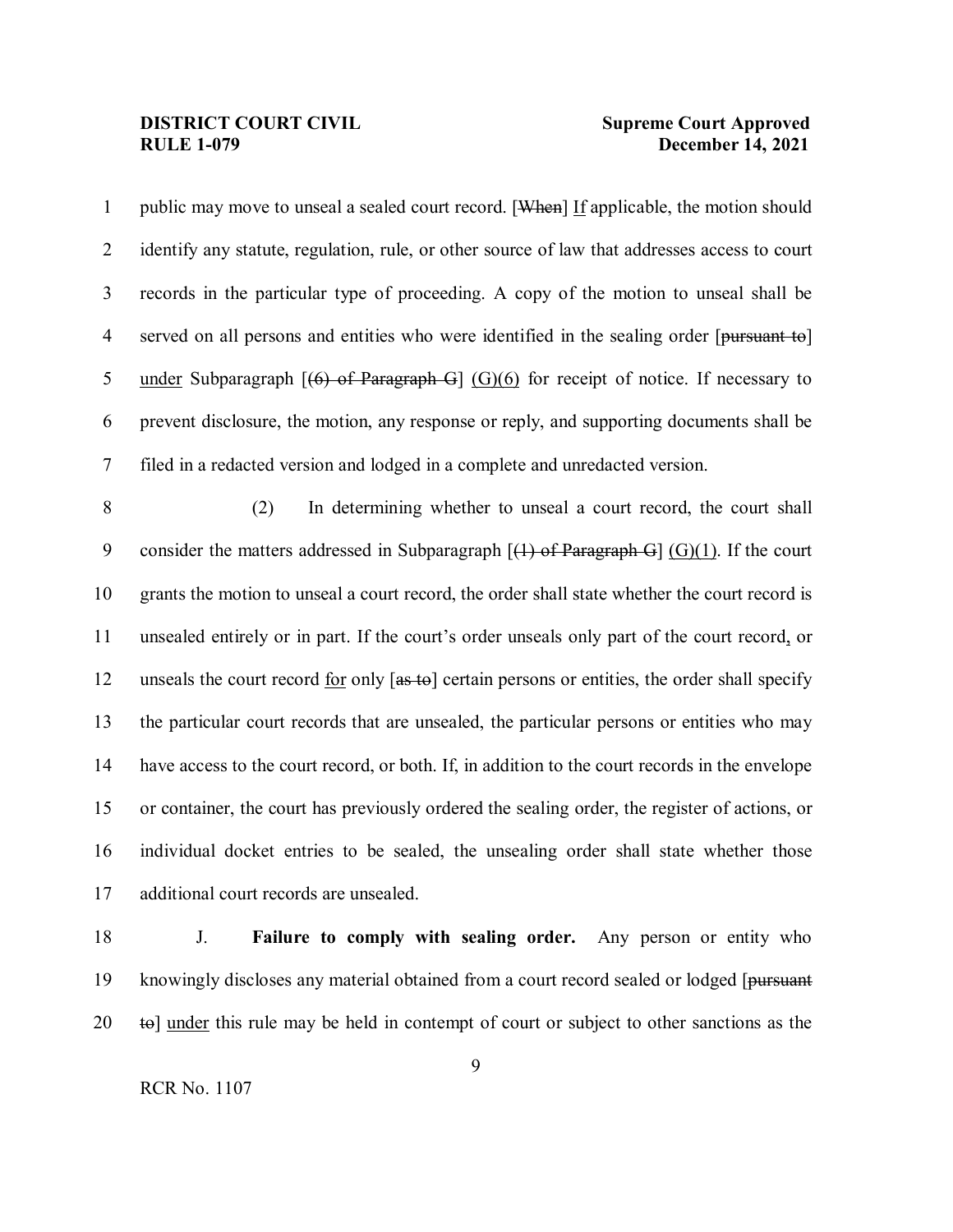public may move to unseal a sealed court record. [~~When~~] <u>If</u> applicable, the motion should identify any statute, regulation, rule, or other source of law that addresses access to court records in the particular type of proceeding. A copy of the motion to unseal shall be served on all persons and entities who were identified in the sealing order [~~pursuant to~~] <u>under</u> Subparagraph [~~(6) of Paragraph G~~] <u>(G)(6)</u> for receipt of notice. If necessary to prevent disclosure, the motion, any response or reply, and supporting documents shall be filed in a redacted version and lodged in a complete and unredacted version.

(2) In determining whether to unseal a court record, the court shall consider the matters addressed in Subparagraph [~~(1) of Paragraph G~~] <u>(G)(1)</u>. If the court grants the motion to unseal a court record, the order shall state whether the court record is unsealed entirely or in part. If the court's order unseals only part of the court record<u>,</u> or unseals the court record <u>for</u> only [~~as to~~] certain persons or entities, the order shall specify the particular court records that are unsealed, the particular persons or entities who may have access to the court record, or both. If, in addition to the court records in the envelope or container, the court has previously ordered the sealing order, the register of actions, or individual docket entries to be sealed, the unsealing order shall state whether those additional court records are unsealed.

J. **Failure to comply with sealing order.** Any person or entity who knowingly discloses any material obtained from a court record sealed or lodged [~~pursuant to~~] <u>under</u> this rule may be held in contempt of court or subject to other sanctions as the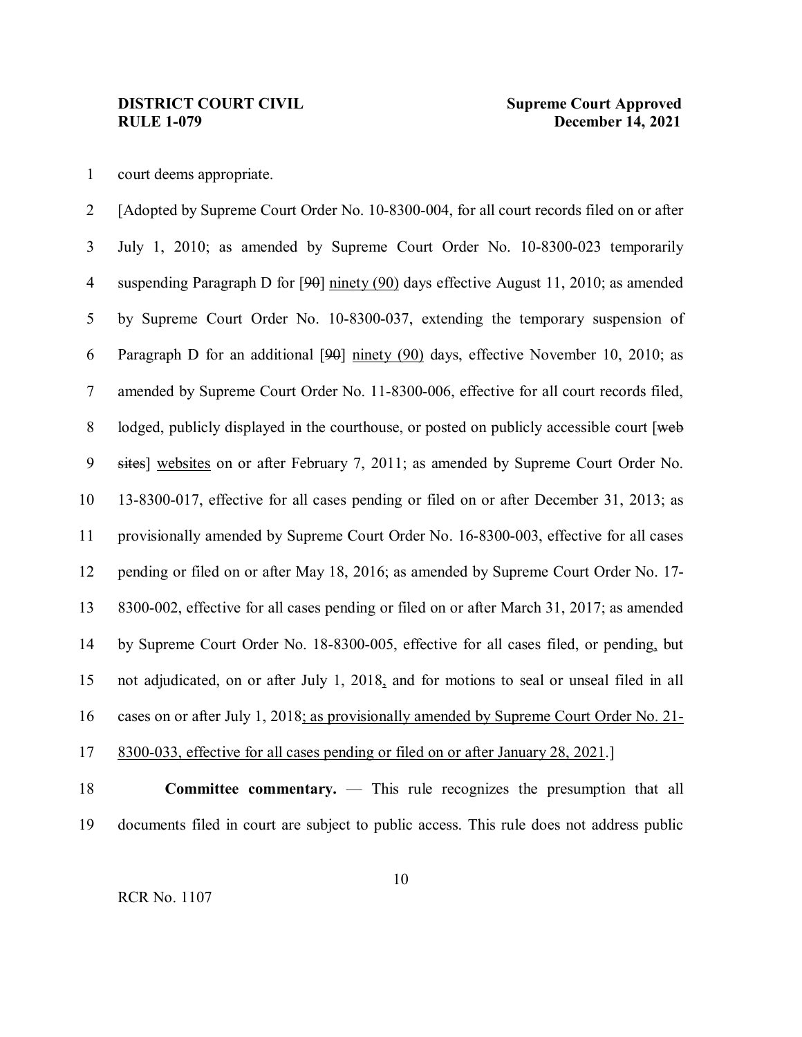court deems appropriate.

[Adopted by Supreme Court Order No. 10-8300-004, for all court records filed on or after July 1, 2010; as amended by Supreme Court Order No. 10-8300-023 temporarily suspending Paragraph D for [~~90~~] <u>ninety (90)</u> days effective August 11, 2010; as amended by Supreme Court Order No. 10-8300-037, extending the temporary suspension of Paragraph D for an additional [~~90~~] <u>ninety (90)</u> days, effective November 10, 2010; as amended by Supreme Court Order No. 11-8300-006, effective for all court records filed, lodged, publicly displayed in the courthouse, or posted on publicly accessible court [~~web sites~~] <u>websites</u> on or after February 7, 2011; as amended by Supreme Court Order No. 13-8300-017, effective for all cases pending or filed on or after December 31, 2013; as provisionally amended by Supreme Court Order No. 16-8300-003, effective for all cases pending or filed on or after May 18, 2016; as amended by Supreme Court Order No. 17-8300-002, effective for all cases pending or filed on or after March 31, 2017; as amended by Supreme Court Order No. 18-8300-005, effective for all cases filed, or pending<u>,</u> but not adjudicated, on or after July 1, 2018<u>,</u> and for motions to seal or unseal filed in all cases on or after July 1, 2018<u>; as provisionally amended by Supreme Court Order No. 21-8300-033, effective for all cases pending or filed on or after January 28, 2021</u>.]

**Committee commentary.** — This rule recognizes the presumption that all documents filed in court are subject to public access. This rule does not address public

RCR No. 1107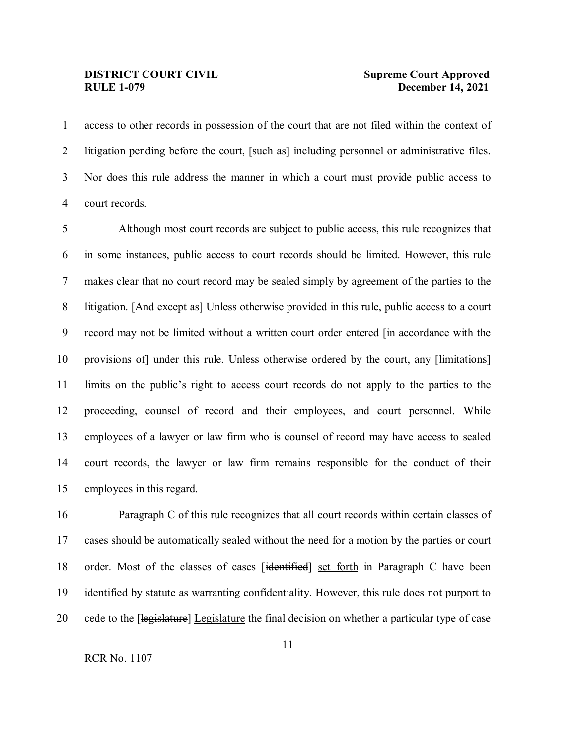access to other records in possession of the court that are not filed within the context of litigation pending before the court, [~~such as~~] <u>including</u> personnel or administrative files. Nor does this rule address the manner in which a court must provide public access to court records.

Although most court records are subject to public access, this rule recognizes that in some instances<u>,</u> public access to court records should be limited. However, this rule makes clear that no court record may be sealed simply by agreement of the parties to the litigation. [~~And except as~~] <u>Unless</u> otherwise provided in this rule, public access to a court record may not be limited without a written court order entered [~~in accordance with the provisions of~~] <u>under</u> this rule. Unless otherwise ordered by the court, any [~~limitations~~] <u>limits</u> on the public's right to access court records do not apply to the parties to the proceeding, counsel of record and their employees, and court personnel. While employees of a lawyer or law firm who is counsel of record may have access to sealed court records, the lawyer or law firm remains responsible for the conduct of their employees in this regard.

Paragraph C of this rule recognizes that all court records within certain classes of cases should be automatically sealed without the need for a motion by the parties or court order. Most of the classes of cases [~~identified~~] <u>set forth</u> in Paragraph C have been identified by statute as warranting confidentiality. However, this rule does not purport to cede to the [~~legislature~~] <u>Legislature</u> the final decision on whether a particular type of case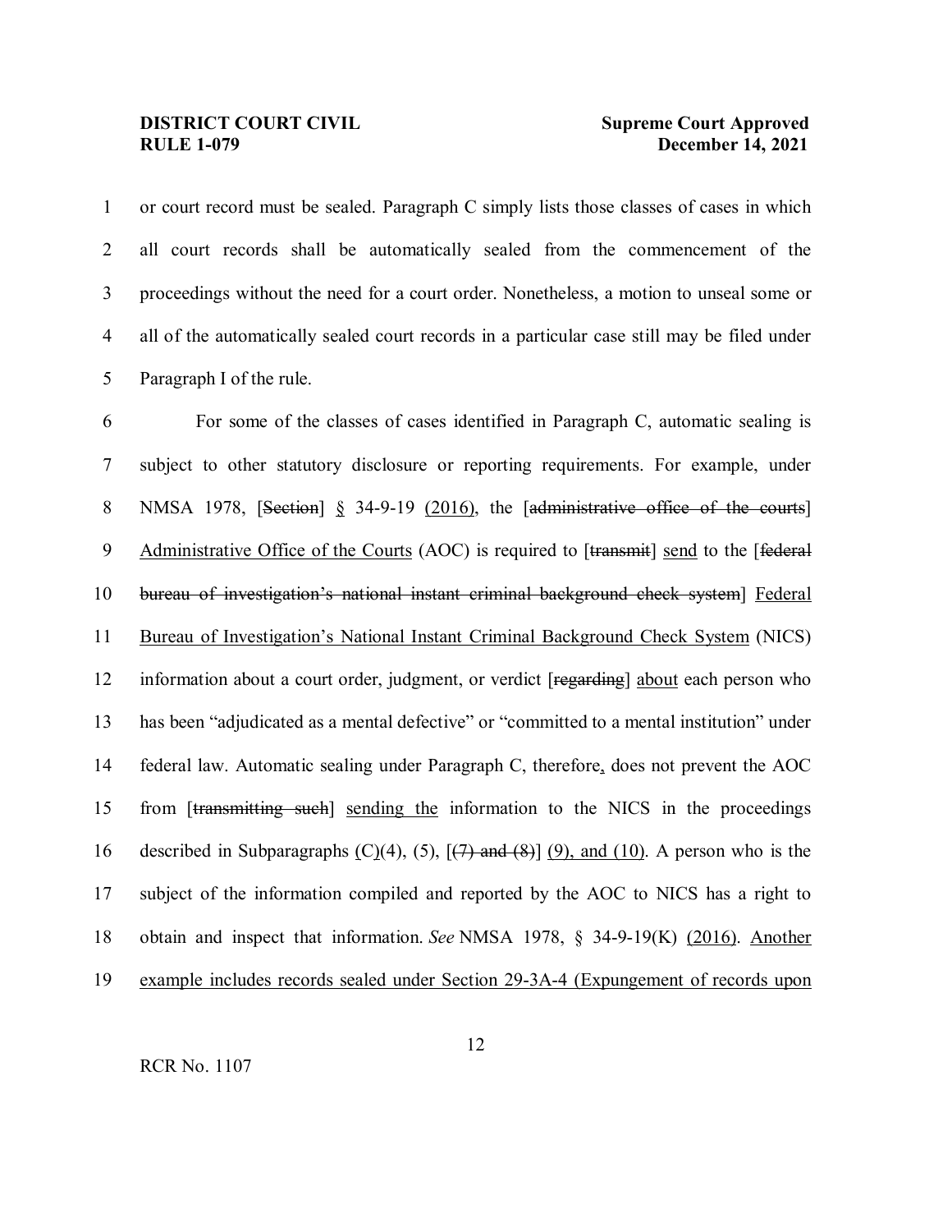or court record must be sealed. Paragraph C simply lists those classes of cases in which all court records shall be automatically sealed from the commencement of the proceedings without the need for a court order. Nonetheless, a motion to unseal some or all of the automatically sealed court records in a particular case still may be filed under Paragraph I of the rule.

For some of the classes of cases identified in Paragraph C, automatic sealing is subject to other statutory disclosure or reporting requirements. For example, under NMSA 1978, [~~Section~~] <u>§</u> 34-9-19 <u>(2016)</u>, the [~~administrative office of the courts~~] <u>Administrative Office of the Courts</u> (AOC) is required to [~~transmit~~] <u>send</u> to the [~~federal bureau of investigation's national instant criminal background check system~~] <u>Federal Bureau of Investigation's National Instant Criminal Background Check System</u> (NICS) information about a court order, judgment, or verdict [~~regarding~~] <u>about</u> each person who has been "adjudicated as a mental defective" or "committed to a mental institution" under federal law. Automatic sealing under Paragraph C, therefore<u>,</u> does not prevent the AOC from [~~transmitting such~~] <u>sending the</u> information to the NICS in the proceedings described in Subparagraphs <u>(C)</u>(4), (5), [~~(7) and (8)~~] <u>(9), and (10)</u>. A person who is the subject of the information compiled and reported by the AOC to NICS has a right to obtain and inspect that information. *See* NMSA 1978, § 34-9-19(K) <u>(2016)</u>. <u>Another example includes records sealed under Section 29-3A-4 (Expungement of records upon</u>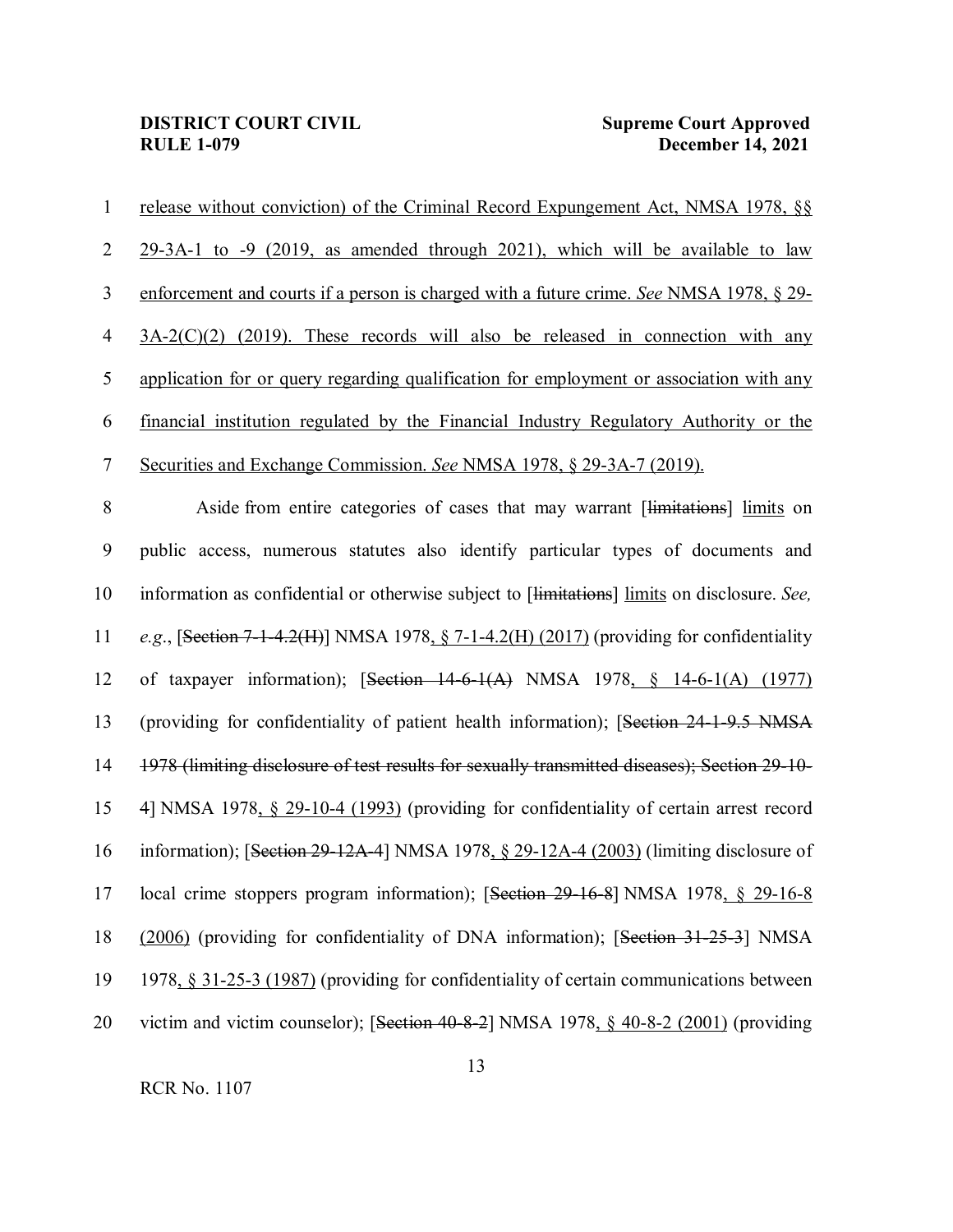release without conviction) of the Criminal Record Expungement Act, NMSA 1978, §§ 29-3A-1 to -9 (2019, as amended through 2021), which will be available to law enforcement and courts if a person is charged with a future crime. *See* NMSA 1978, § 29-3A-2(C)(2) (2019). These records will also be released in connection with any application for or query regarding qualification for employment or association with any financial institution regulated by the Financial Industry Regulatory Authority or the Securities and Exchange Commission. *See* NMSA 1978, § 29-3A-7 (2019).

Aside from entire categories of cases that may warrant [~~limitations~~] limits on public access, numerous statutes also identify particular types of documents and information as confidential or otherwise subject to [~~limitations~~] limits on disclosure. *See, e.g.*, [~~Section 7-1-4.2(H)~~] NMSA 1978, § 7-1-4.2(H) (2017) (providing for confidentiality of taxpayer information); [~~Section 14-6-1(A)~~ NMSA 1978, § 14-6-1(A) (1977) (providing for confidentiality of patient health information); [~~Section 24-1-9.5 NMSA 1978 (limiting disclosure of test results for sexually transmitted diseases); Section 29-10-4~~] NMSA 1978, § 29-10-4 (1993) (providing for confidentiality of certain arrest record information); [~~Section 29-12A-4~~] NMSA 1978, § 29-12A-4 (2003) (limiting disclosure of local crime stoppers program information); [~~Section 29-16-8~~] NMSA 1978, § 29-16-8 (2006) (providing for confidentiality of DNA information); [~~Section 31-25-3~~] NMSA 1978, § 31-25-3 (1987) (providing for confidentiality of certain communications between victim and victim counselor); [~~Section 40-8-2~~] NMSA 1978, § 40-8-2 (2001) (providing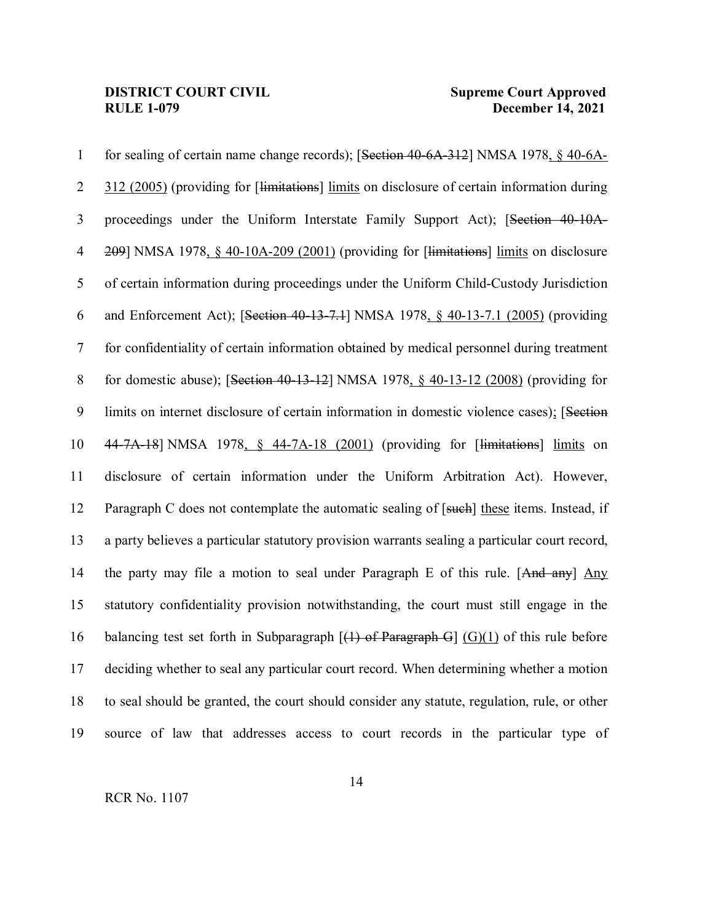for sealing of certain name change records); [~~Section 40-6A-312~~] NMSA 1978<u>, § 40-6A-312 (2005)</u> (providing for [~~limitations~~] <u>limits</u> on disclosure of certain information during proceedings under the Uniform Interstate Family Support Act); [~~Section 40-10A-209~~] NMSA 1978<u>, § 40-10A-209 (2001)</u> (providing for [~~limitations~~] <u>limits</u> on disclosure of certain information during proceedings under the Uniform Child-Custody Jurisdiction and Enforcement Act); [~~Section 40-13-7.1~~] NMSA 1978<u>, § 40-13-7.1 (2005)</u> (providing for confidentiality of certain information obtained by medical personnel during treatment for domestic abuse); [~~Section 40-13-12~~] NMSA 1978<u>, § 40-13-12 (2008)</u> (providing for limits on internet disclosure of certain information in domestic violence cases)<u>;</u> [~~Section 44-7A-18~~] NMSA 1978<u>, § 44-7A-18 (2001)</u> (providing for [~~limitations~~] <u>limits</u> on disclosure of certain information under the Uniform Arbitration Act). However, Paragraph C does not contemplate the automatic sealing of [~~such~~] <u>these</u> items. Instead, if a party believes a particular statutory provision warrants sealing a particular court record, the party may file a motion to seal under Paragraph E of this rule. [~~And any~~] <u>Any</u> statutory confidentiality provision notwithstanding, the court must still engage in the balancing test set forth in Subparagraph [~~(1) of Paragraph G~~] <u>(G)(1)</u> of this rule before deciding whether to seal any particular court record. When determining whether a motion to seal should be granted, the court should consider any statute, regulation, rule, or other source of law that addresses access to court records in the particular type of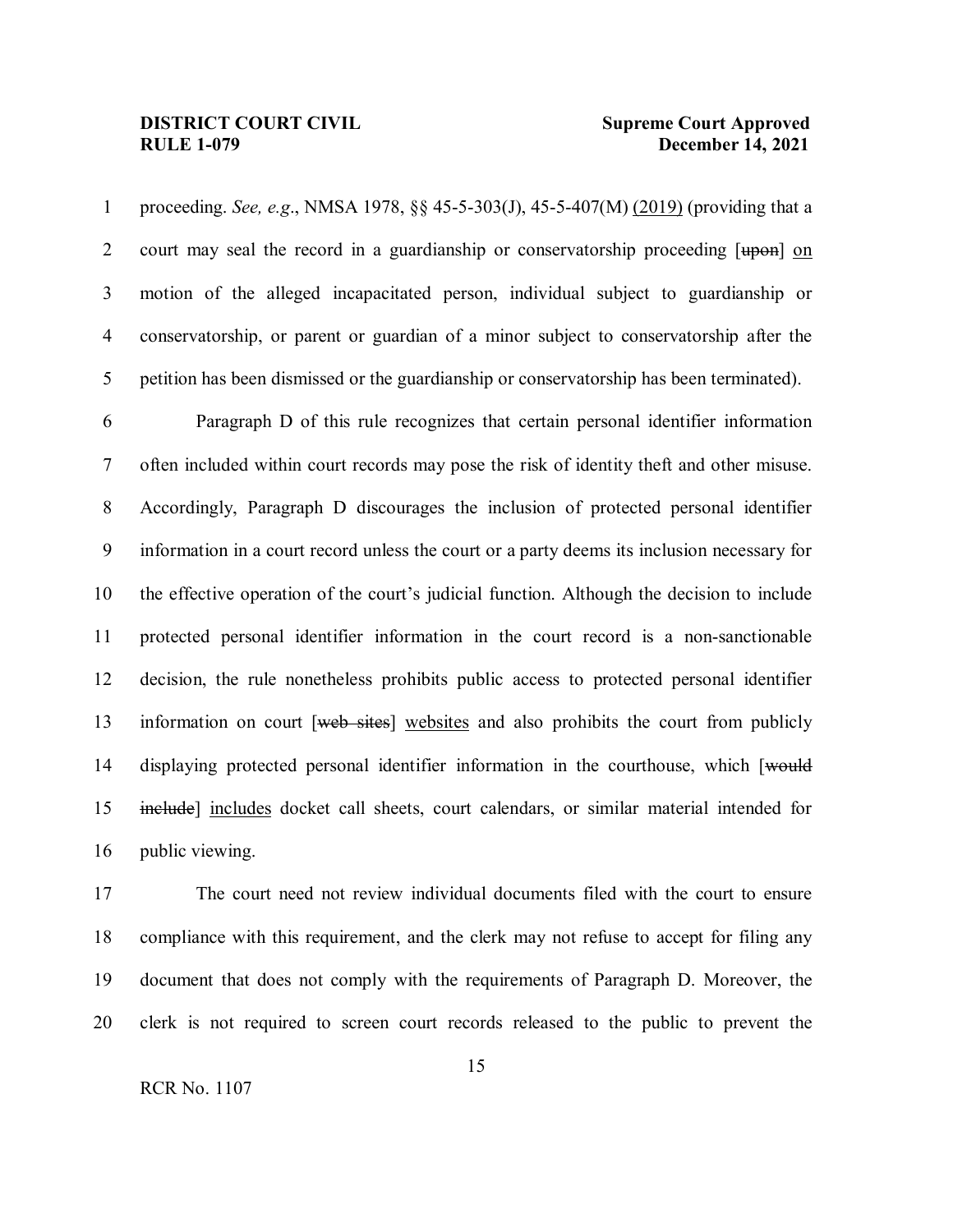proceeding. *See, e.g*., NMSA 1978, §§ 45-5-303(J), 45-5-407(M) <u>(2019)</u> (providing that a court may seal the record in a guardianship or conservatorship proceeding [~~upon~~] <u>on</u> motion of the alleged incapacitated person, individual subject to guardianship or conservatorship, or parent or guardian of a minor subject to conservatorship after the petition has been dismissed or the guardianship or conservatorship has been terminated).

Paragraph D of this rule recognizes that certain personal identifier information often included within court records may pose the risk of identity theft and other misuse. Accordingly, Paragraph D discourages the inclusion of protected personal identifier information in a court record unless the court or a party deems its inclusion necessary for the effective operation of the court's judicial function. Although the decision to include protected personal identifier information in the court record is a non-sanctionable decision, the rule nonetheless prohibits public access to protected personal identifier information on court [~~web sites~~] <u>websites</u> and also prohibits the court from publicly displaying protected personal identifier information in the courthouse, which [~~would include~~] <u>includes</u> docket call sheets, court calendars, or similar material intended for public viewing.

The court need not review individual documents filed with the court to ensure compliance with this requirement, and the clerk may not refuse to accept for filing any document that does not comply with the requirements of Paragraph D. Moreover, the clerk is not required to screen court records released to the public to prevent the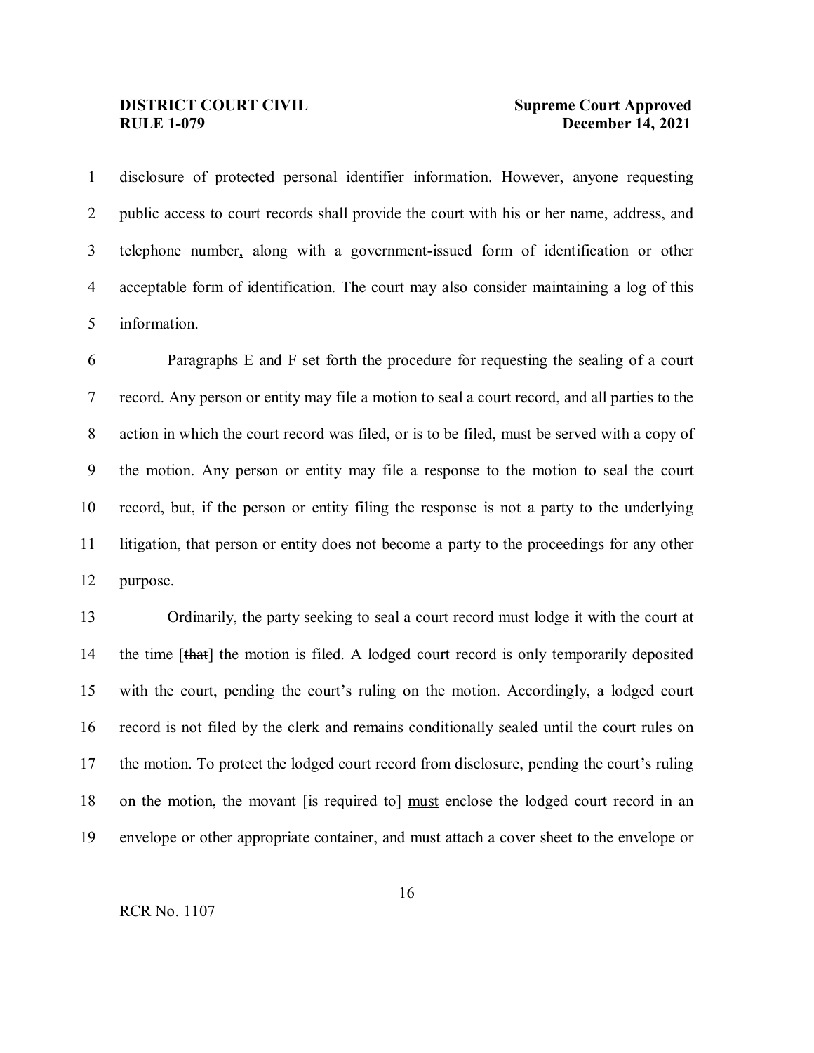disclosure of protected personal identifier information. However, anyone requesting public access to court records shall provide the court with his or her name, address, and telephone number, along with a government-issued form of identification or other acceptable form of identification. The court may also consider maintaining a log of this information.

Paragraphs E and F set forth the procedure for requesting the sealing of a court record. Any person or entity may file a motion to seal a court record, and all parties to the action in which the court record was filed, or is to be filed, must be served with a copy of the motion. Any person or entity may file a response to the motion to seal the court record, but, if the person or entity filing the response is not a party to the underlying litigation, that person or entity does not become a party to the proceedings for any other purpose.

Ordinarily, the party seeking to seal a court record must lodge it with the court at the time [~~that~~] the motion is filed. A lodged court record is only temporarily deposited with the court, pending the court's ruling on the motion. Accordingly, a lodged court record is not filed by the clerk and remains conditionally sealed until the court rules on the motion. To protect the lodged court record from disclosure, pending the court's ruling on the motion, the movant [~~is required to~~] <u>must</u> enclose the lodged court record in an envelope or other appropriate container, and <u>must</u> attach a cover sheet to the envelope or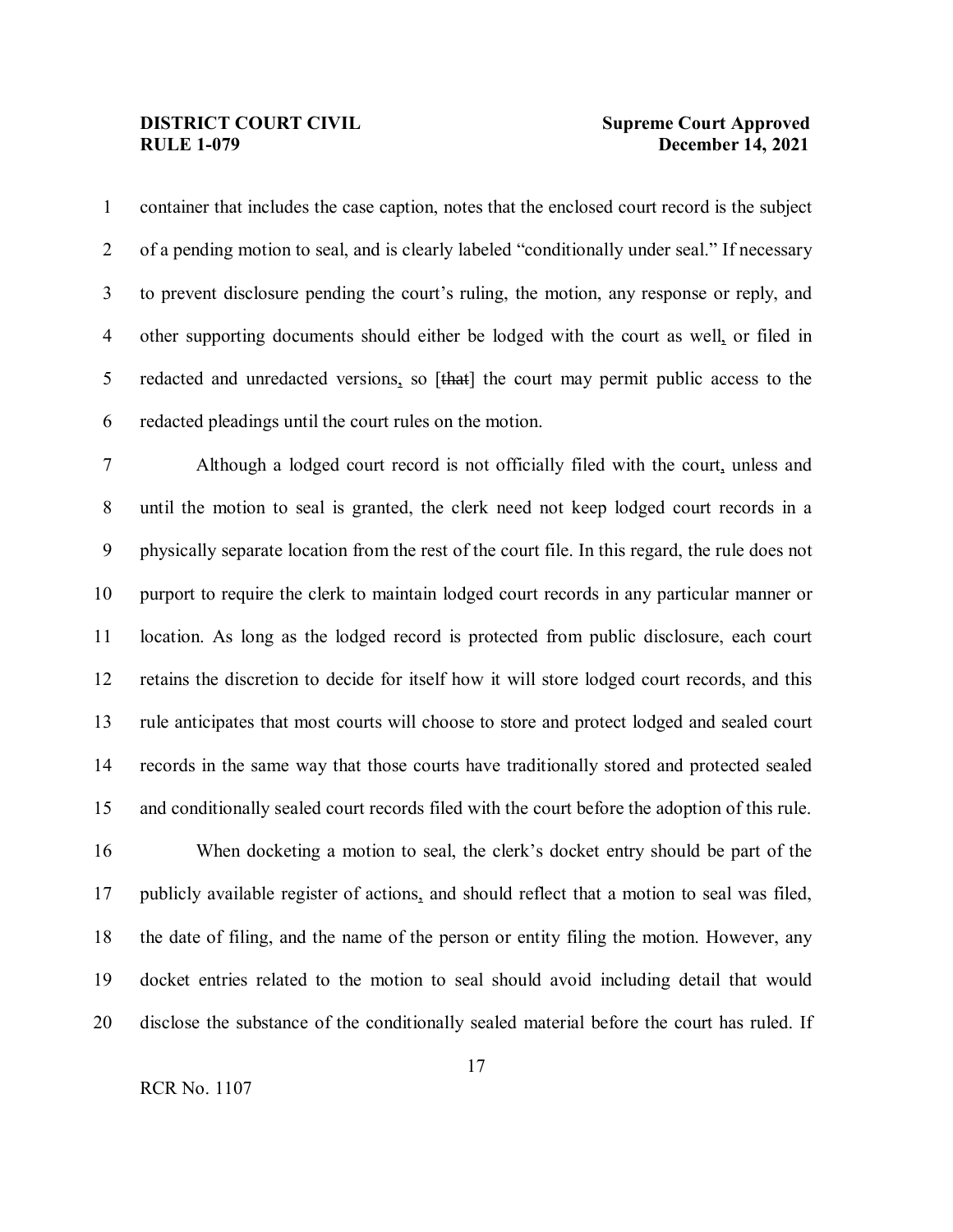container that includes the case caption, notes that the enclosed court record is the subject of a pending motion to seal, and is clearly labeled "conditionally under seal." If necessary to prevent disclosure pending the court's ruling, the motion, any response or reply, and other supporting documents should either be lodged with the court as well, or filed in redacted and unredacted versions, so [~~that~~] the court may permit public access to the redacted pleadings until the court rules on the motion.

Although a lodged court record is not officially filed with the court, unless and until the motion to seal is granted, the clerk need not keep lodged court records in a physically separate location from the rest of the court file. In this regard, the rule does not purport to require the clerk to maintain lodged court records in any particular manner or location. As long as the lodged record is protected from public disclosure, each court retains the discretion to decide for itself how it will store lodged court records, and this rule anticipates that most courts will choose to store and protect lodged and sealed court records in the same way that those courts have traditionally stored and protected sealed and conditionally sealed court records filed with the court before the adoption of this rule.

When docketing a motion to seal, the clerk's docket entry should be part of the publicly available register of actions, and should reflect that a motion to seal was filed, the date of filing, and the name of the person or entity filing the motion. However, any docket entries related to the motion to seal should avoid including detail that would disclose the substance of the conditionally sealed material before the court has ruled. If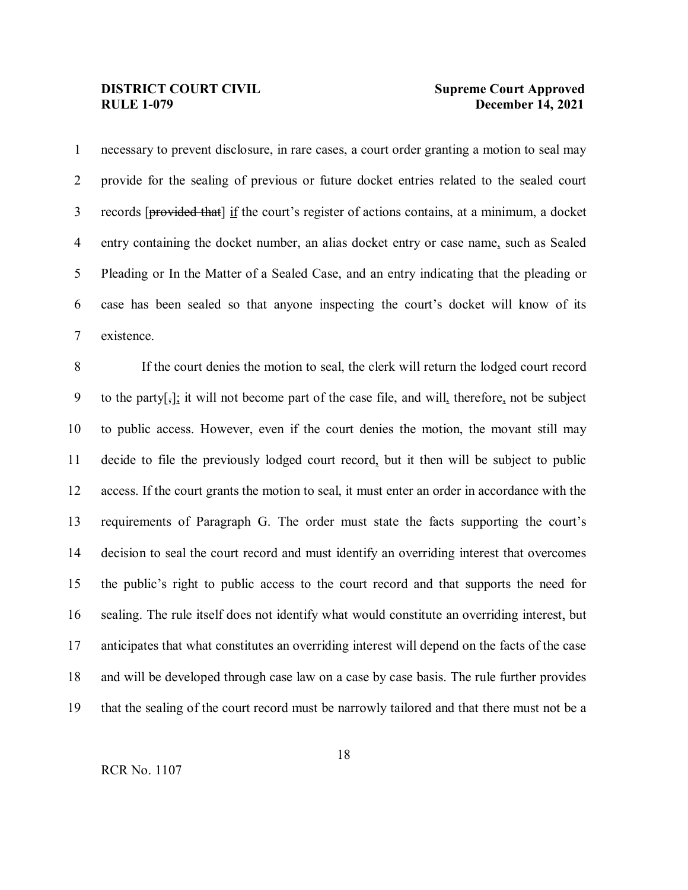necessary to prevent disclosure, in rare cases, a court order granting a motion to seal may provide for the sealing of previous or future docket entries related to the sealed court records [~~provided that~~] <u>if</u> the court's register of actions contains, at a minimum, a docket entry containing the docket number, an alias docket entry or case name<u>,</u> such as Sealed Pleading or In the Matter of a Sealed Case, and an entry indicating that the pleading or case has been sealed so that anyone inspecting the court's docket will know of its existence.

If the court denies the motion to seal, the clerk will return the lodged court record to the party[~~,~~]<u>;</u> it will not become part of the case file, and will<u>,</u> therefore<u>,</u> not be subject to public access. However, even if the court denies the motion, the movant still may decide to file the previously lodged court record<u>,</u> but it then will be subject to public access. If the court grants the motion to seal, it must enter an order in accordance with the requirements of Paragraph G. The order must state the facts supporting the court's decision to seal the court record and must identify an overriding interest that overcomes the public's right to public access to the court record and that supports the need for sealing. The rule itself does not identify what would constitute an overriding interest<u>,</u> but anticipates that what constitutes an overriding interest will depend on the facts of the case and will be developed through case law on a case by case basis. The rule further provides that the sealing of the court record must be narrowly tailored and that there must not be a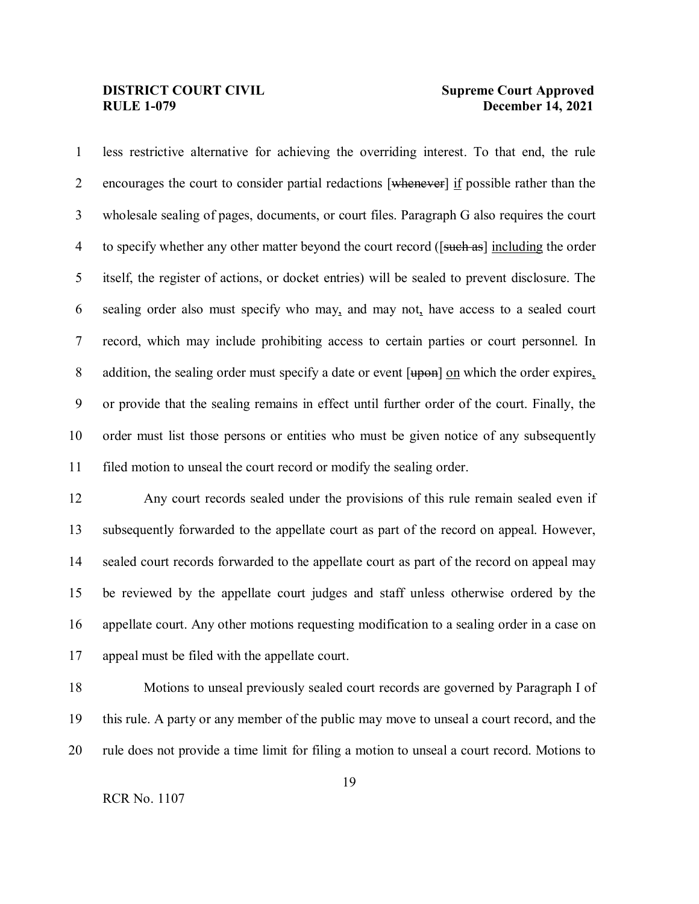less restrictive alternative for achieving the overriding interest. To that end, the rule encourages the court to consider partial redactions [~~whenever~~] <u>if</u> possible rather than the wholesale sealing of pages, documents, or court files. Paragraph G also requires the court to specify whether any other matter beyond the court record ([~~such as~~] <u>including</u> the order itself, the register of actions, or docket entries) will be sealed to prevent disclosure. The sealing order also must specify who may<u>,</u> and may not<u>,</u> have access to a sealed court record, which may include prohibiting access to certain parties or court personnel. In addition, the sealing order must specify a date or event [~~upon~~] <u>on</u> which the order expires<u>,</u> or provide that the sealing remains in effect until further order of the court. Finally, the order must list those persons or entities who must be given notice of any subsequently filed motion to unseal the court record or modify the sealing order.

Any court records sealed under the provisions of this rule remain sealed even if subsequently forwarded to the appellate court as part of the record on appeal. However, sealed court records forwarded to the appellate court as part of the record on appeal may be reviewed by the appellate court judges and staff unless otherwise ordered by the appellate court. Any other motions requesting modification to a sealing order in a case on appeal must be filed with the appellate court.

Motions to unseal previously sealed court records are governed by Paragraph I of this rule. A party or any member of the public may move to unseal a court record, and the rule does not provide a time limit for filing a motion to unseal a court record. Motions to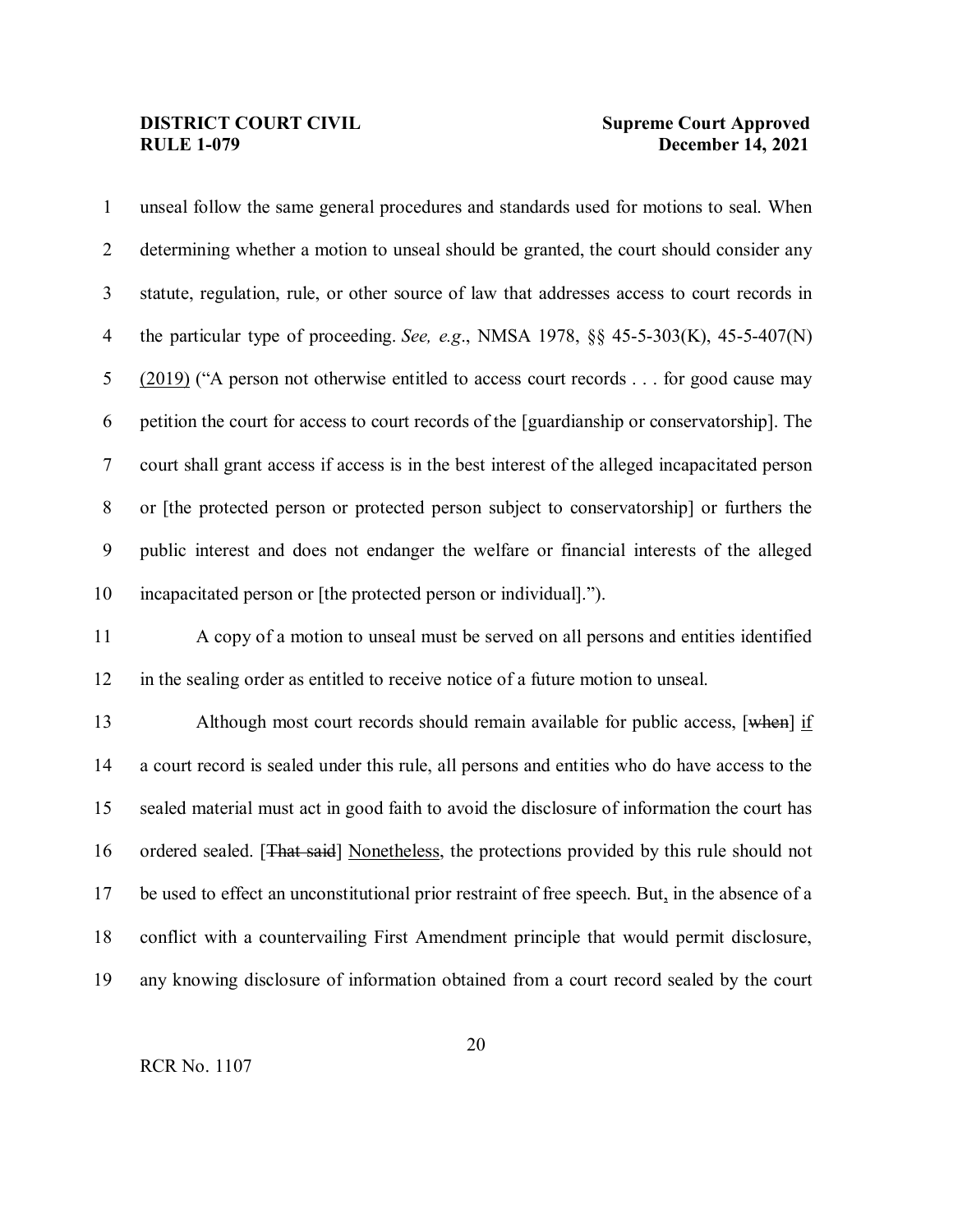unseal follow the same general procedures and standards used for motions to seal. When determining whether a motion to unseal should be granted, the court should consider any statute, regulation, rule, or other source of law that addresses access to court records in the particular type of proceeding. *See, e.g*., NMSA 1978, §§ 45-5-303(K), 45-5-407(N) <u>(2019)</u> ("A person not otherwise entitled to access court records . . . for good cause may petition the court for access to court records of the [guardianship or conservatorship]. The court shall grant access if access is in the best interest of the alleged incapacitated person or [the protected person or protected person subject to conservatorship] or furthers the public interest and does not endanger the welfare or financial interests of the alleged incapacitated person or [the protected person or individual].").

A copy of a motion to unseal must be served on all persons and entities identified in the sealing order as entitled to receive notice of a future motion to unseal.

Although most court records should remain available for public access, [~~when~~] <u>if</u> a court record is sealed under this rule, all persons and entities who do have access to the sealed material must act in good faith to avoid the disclosure of information the court has ordered sealed. [~~That said~~] <u>Nonetheless</u>, the protections provided by this rule should not be used to effect an unconstitutional prior restraint of free speech. But<u>,</u> in the absence of a conflict with a countervailing First Amendment principle that would permit disclosure, any knowing disclosure of information obtained from a court record sealed by the court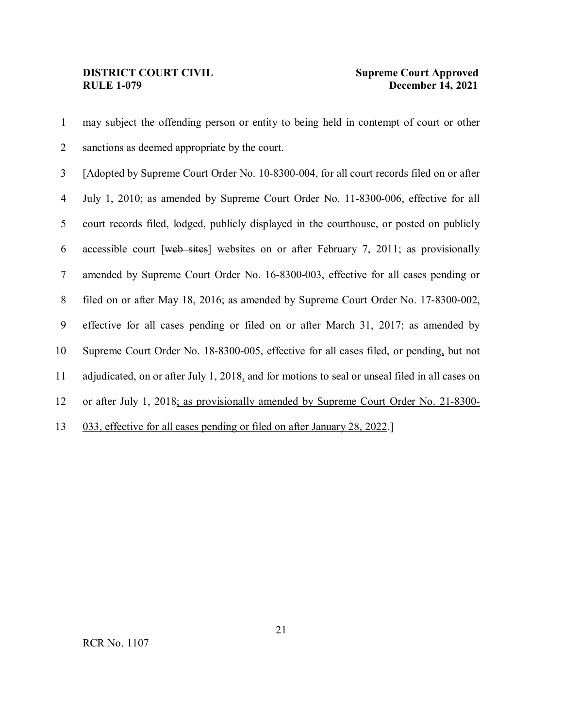may subject the offending person or entity to being held in contempt of court or other sanctions as deemed appropriate by the court.

[Adopted by Supreme Court Order No. 10-8300-004, for all court records filed on or after July 1, 2010; as amended by Supreme Court Order No. 11-8300-006, effective for all court records filed, lodged, publicly displayed in the courthouse, or posted on publicly accessible court [~~web sites~~] <u>websites</u> on or after February 7, 2011; as provisionally amended by Supreme Court Order No. 16-8300-003, effective for all cases pending or filed on or after May 18, 2016; as amended by Supreme Court Order No. 17-8300-002, effective for all cases pending or filed on or after March 31, 2017; as amended by Supreme Court Order No. 18-8300-005, effective for all cases filed, or pending<u>,</u> but not adjudicated, on or after July 1, 2018<u>,</u> and for motions to seal or unseal filed in all cases on or after July 1, 2018<u>; as provisionally amended by Supreme Court Order No. 21-8300-033, effective for all cases pending or filed on after January 28, 2022</u>.]